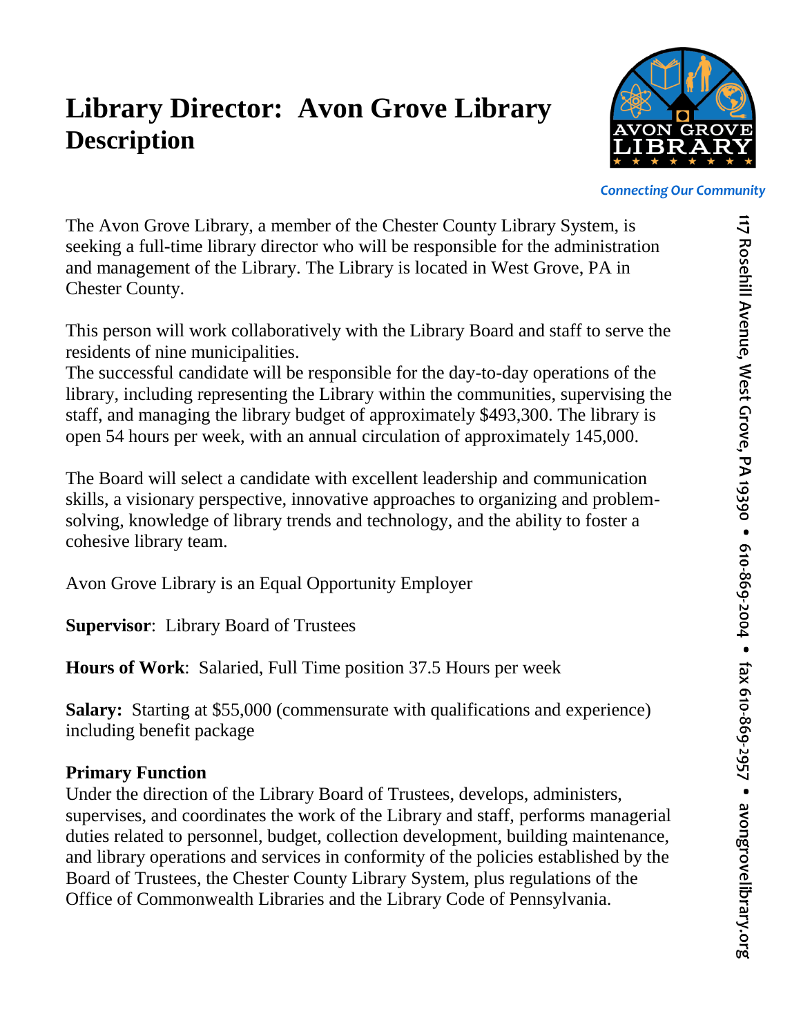# Library Director: Avon Grove Library Description

AVON GROVE LIBRARY

*Connecting Our Community*

117 Rosehill Avenue, West Grove, PA 19390 • 610-869-2004 • fax 610-869-2957 • avongrovelibrary.org

The Avon Grove Library, a member of the Chester County Library System, is seeking a full-time library director who will be responsible for the administration and management of the Library. The Library is located in West Grove, PA in Chester County.

This person will work collaboratively with the Library Board and staff to serve the residents of nine municipalities.
The successful candidate will be responsible for the day-to-day operations of the library, including representing the Library within the communities, supervising the staff, and managing the library budget of approximately $493,300. The library is open 54 hours per week, with an annual circulation of approximately 145,000.

The Board will select a candidate with excellent leadership and communication skills, a visionary perspective, innovative approaches to organizing and problem-solving, knowledge of library trends and technology, and the ability to foster a cohesive library team.

Avon Grove Library is an Equal Opportunity Employer

**Supervisor**: Library Board of Trustees

**Hours of Work**: Salaried, Full Time position 37.5 Hours per week

**Salary:** Starting at $55,000 (commensurate with qualifications and experience) including benefit package

**Primary Function**
Under the direction of the Library Board of Trustees, develops, administers, supervises, and coordinates the work of the Library and staff, performs managerial duties related to personnel, budget, collection development, building maintenance, and library operations and services in conformity of the policies established by the Board of Trustees, the Chester County Library System, plus regulations of the Office of Commonwealth Libraries and the Library Code of Pennsylvania.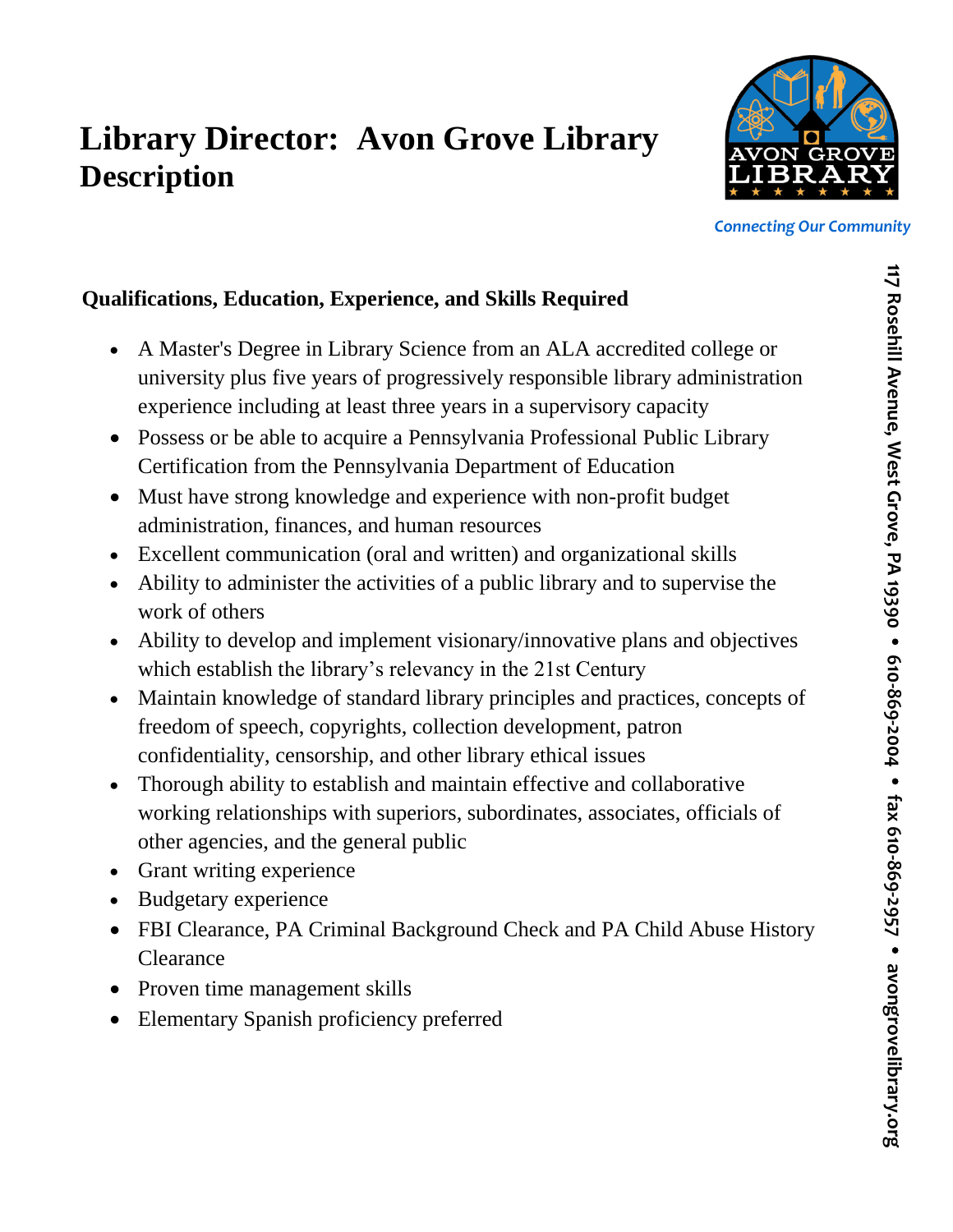# Library Director: Avon Grove Library Description

AVON GROVE LIBRARY

*Connecting Our Community*

117 Rosehill Avenue, West Grove, PA 19390 • 610-869-2004 • fax 610-869-2957 • avongrovelibrary.org

## Qualifications, Education, Experience, and Skills Required

- A Master's Degree in Library Science from an ALA accredited college or university plus five years of progressively responsible library administration experience including at least three years in a supervisory capacity
- Possess or be able to acquire a Pennsylvania Professional Public Library Certification from the Pennsylvania Department of Education
- Must have strong knowledge and experience with non-profit budget administration, finances, and human resources
- Excellent communication (oral and written) and organizational skills
- Ability to administer the activities of a public library and to supervise the work of others
- Ability to develop and implement visionary/innovative plans and objectives which establish the library's relevancy in the 21st Century
- Maintain knowledge of standard library principles and practices, concepts of freedom of speech, copyrights, collection development, patron confidentiality, censorship, and other library ethical issues
- Thorough ability to establish and maintain effective and collaborative working relationships with superiors, subordinates, associates, officials of other agencies, and the general public
- Grant writing experience
- Budgetary experience
- FBI Clearance, PA Criminal Background Check and PA Child Abuse History Clearance
- Proven time management skills
- Elementary Spanish proficiency preferred